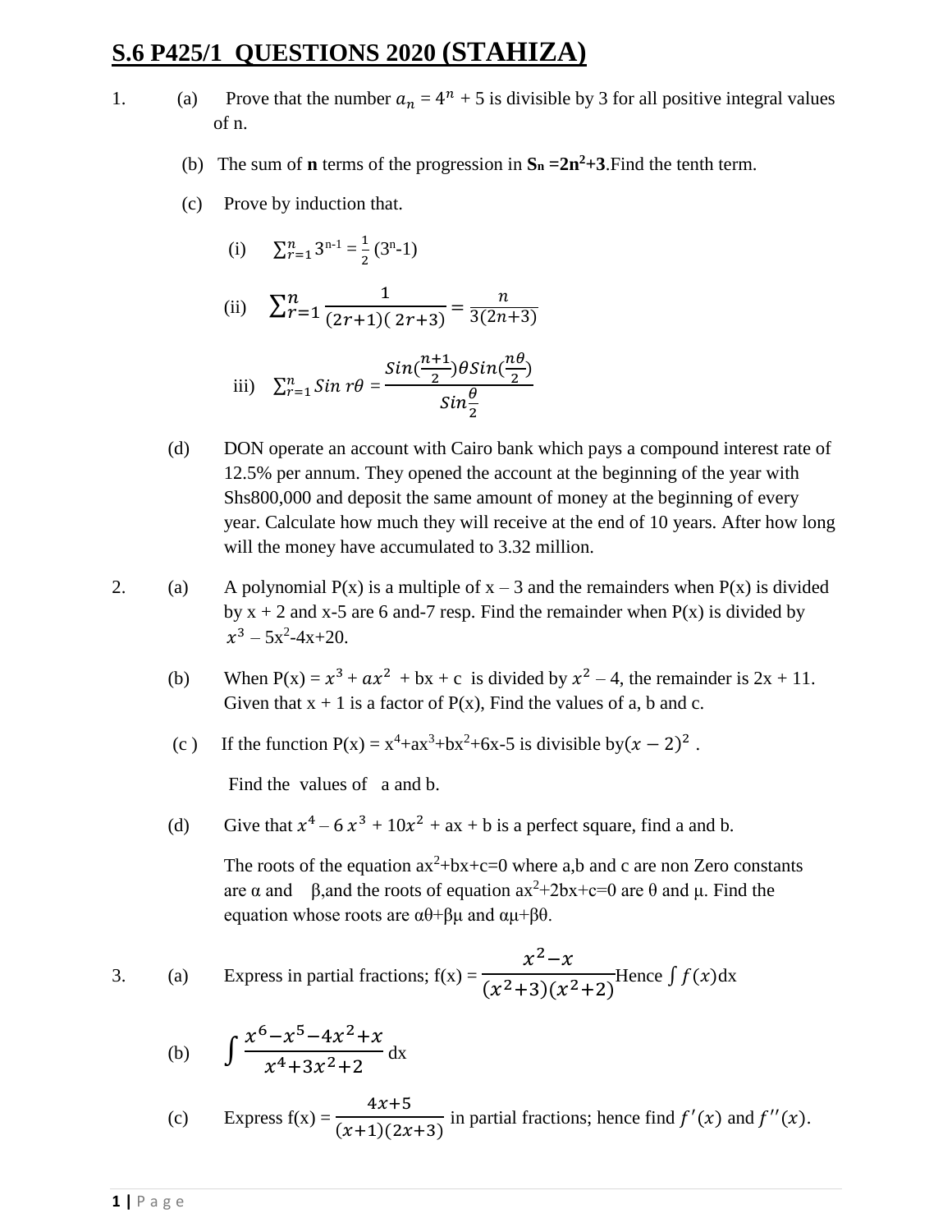# S.6 P425/1 QUESTIONS 2020 (STAHIZA)

1. (a) Prove that the number $a_n = 4^n + 5$ is divisible by 3 for all positive integral values of n.

   (b) The sum of **n** terms of the progression in **$S_n = 2n^2 + 3$**. Find the tenth term.

   (c) Prove by induction that.

   (i) $\sum_{r=1}^{n} 3^{n-1} = \frac{1}{2}(3^n - 1)$

   (ii) $\sum_{r=1}^{n} \frac{1}{(2r+1)(2r+3)} = \frac{n}{3(2n+3)}$

   iii) $\sum_{r=1}^{n} Sin\, r\theta = \frac{Sin(\frac{n+1}{2})\theta Sin(\frac{n\theta}{2})}{Sin\frac{\theta}{2}}$

   (d) DON operate an account with Cairo bank which pays a compound interest rate of 12.5% per annum. They opened the account at the beginning of the year with Shs800,000 and deposit the same amount of money at the beginning of every year. Calculate how much they will receive at the end of 10 years. After how long will the money have accumulated to 3.32 million.

2. (a) A polynomial P(x) is a multiple of x – 3 and the remainders when P(x) is divided by x + 2 and x-5 are 6 and-7 resp. Find the remainder when P(x) is divided by $x^3 - 5x^2 - 4x + 20$.

   (b) When $P(x) = x^3 + ax^2 + bx + c$ is divided by $x^2 - 4$, the remainder is 2x + 11. Given that x + 1 is a factor of P(x), Find the values of a, b and c.

   (c) If the function $P(x) = x^4 + ax^3 + bx^2 + 6x - 5$ is divisible by $(x-2)^2$.

   Find the values of a and b.

   (d) Give that $x^4 - 6x^3 + 10x^2 + ax + b$ is a perfect square, find a and b.

   The roots of the equation $ax^2+bx+c=0$ where a,b and c are non Zero constants are α and β,and the roots of equation $ax^2+2bx+c=0$ are θ and μ. Find the equation whose roots are αθ+βμ and αμ+βθ.

3. (a) Express in partial fractions; $f(x) = \frac{x^2 - x}{(x^2+3)(x^2+2)}$ Hence $\int f(x)dx$

   (b) $\int \frac{x^6 - x^5 - 4x^2 + x}{x^4 + 3x^2 + 2}dx$

   (c) Express $f(x) = \frac{4x+5}{(x+1)(2x+3)}$ in partial fractions; hence find $f'(x)$ and $f''(x)$.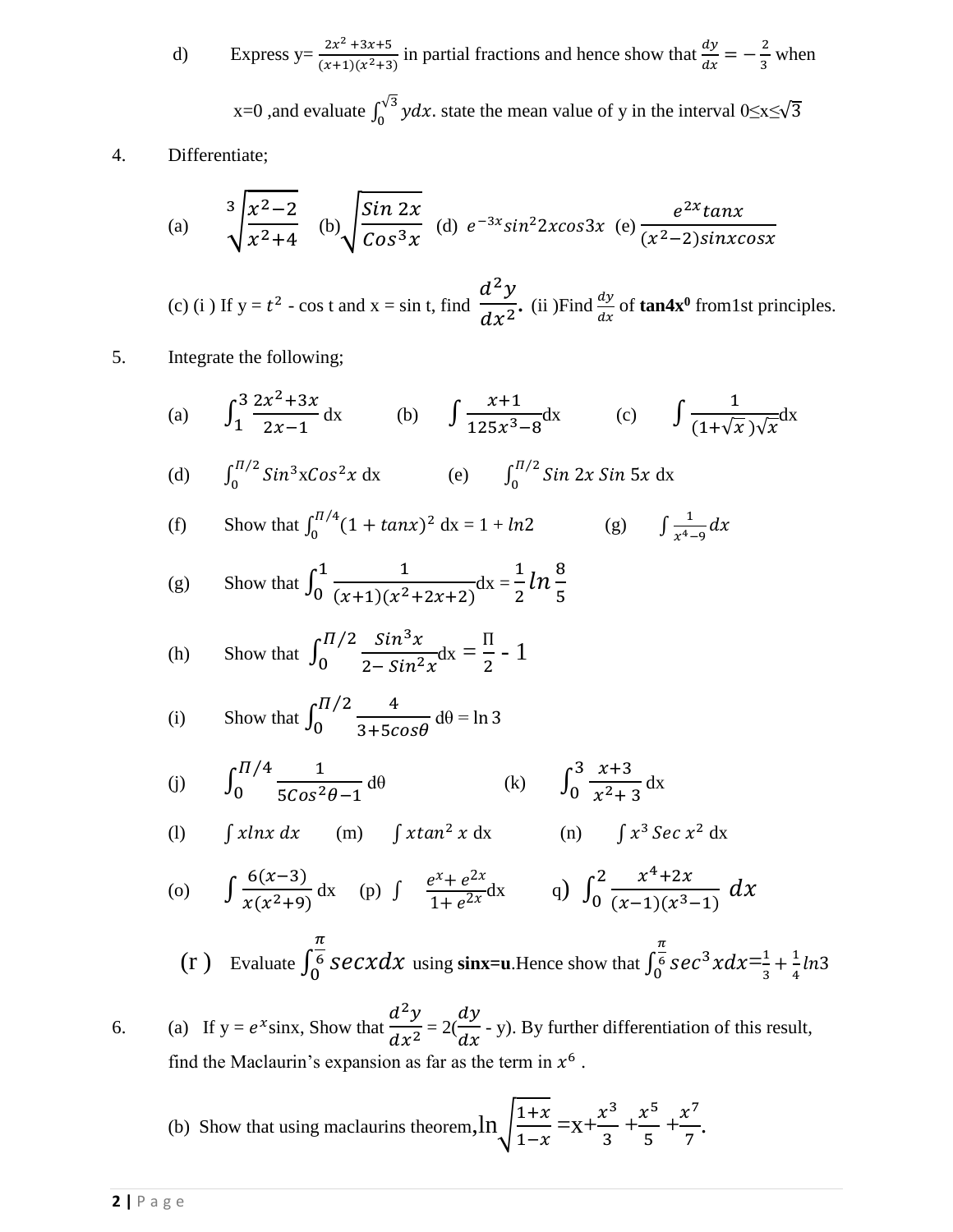d) Express y= $\frac{2x^2+3x+5}{(x+1)(x^2+3)}$ in partial fractions and hence show that $\frac{dy}{dx} = -\frac{2}{3}$ when x=0 ,and evaluate $\int_0^{\sqrt{3}} y dx$. state the mean value of y in the interval $0 \leq x \leq \sqrt{3}$

4. Differentiate;

(a) $\sqrt[3]{\frac{x^2-2}{x^2+4}}$ (b) $\sqrt{\frac{Sin\ 2x}{Cos^3 x}}$ (d) $e^{-3x} sin^2 2x cos 3x$ (e) $\frac{e^{2x} tanx}{(x^2-2)sinxcosx}$

(c) (i ) If y = $t^2$ - cos t and x = sin t, find $\frac{d^2y}{dx^2}$. (ii )Find $\frac{dy}{dx}$ of **tan4x⁰** from1st principles.

5. Integrate the following;

(a) $\int_1^3 \frac{2x^2+3x}{2x-1} dx$ (b) $\int \frac{x+1}{125x^3-8} dx$ (c) $\int \frac{1}{(1+\sqrt{x})\sqrt{x}} dx$

(d) $\int_0^{\Pi/2} Sin^3 x Cos^2 x\ dx$ (e) $\int_0^{\Pi/2} Sin\ 2x\ Sin\ 5x\ dx$

(f) Show that $\int_0^{\Pi/4} (1 + tanx)^2\ dx = 1 + ln2$ (g) $\int \frac{1}{x^4-9} dx$

(g) Show that $\int_0^1 \frac{1}{(x+1)(x^2+2x+2)} dx = \frac{1}{2} ln \frac{8}{5}$

(h) Show that $\int_0^{\Pi/2} \frac{Sin^3 x}{2 - Sin^2 x} dx = \frac{\Pi}{2} - 1$

(i) Show that $\int_0^{\Pi/2} \frac{4}{3+5cos\theta} d\theta = \ln 3$

(j) $\int_0^{\Pi/4} \frac{1}{5Cos^2\theta - 1} d\theta$ (k) $\int_0^3 \frac{x+3}{x^2+3} dx$

(l) $\int xlnx\ dx$ (m) $\int xtan^2 x\ dx$ (n) $\int x^3\ Sec\ x^2\ dx$

(o) $\int \frac{6(x-3)}{x(x^2+9)} dx$ (p) $\int \frac{e^x + e^{2x}}{1+e^{2x}} dx$ q) $\int_0^2 \frac{x^4+2x}{(x-1)(x^3-1)} dx$

(r ) Evaluate $\int_0^{\frac{\pi}{6}} secx dx$ using **sinx=u**.Hence show that $\int_0^{\frac{\pi}{6}} sec^3 x dx = \frac{1}{3} + \frac{1}{4} ln3$

6. (a) If y = $e^x$sinx, Show that $\frac{d^2y}{dx^2} = 2(\frac{dy}{dx} - y)$. By further differentiation of this result, find the Maclaurin's expansion as far as the term in $x^6$ .

(b) Show that using maclaurins theorem,$\ln\sqrt{\frac{1+x}{1-x}} = x + \frac{x^3}{3} + \frac{x^5}{5} + \frac{x^7}{7}$.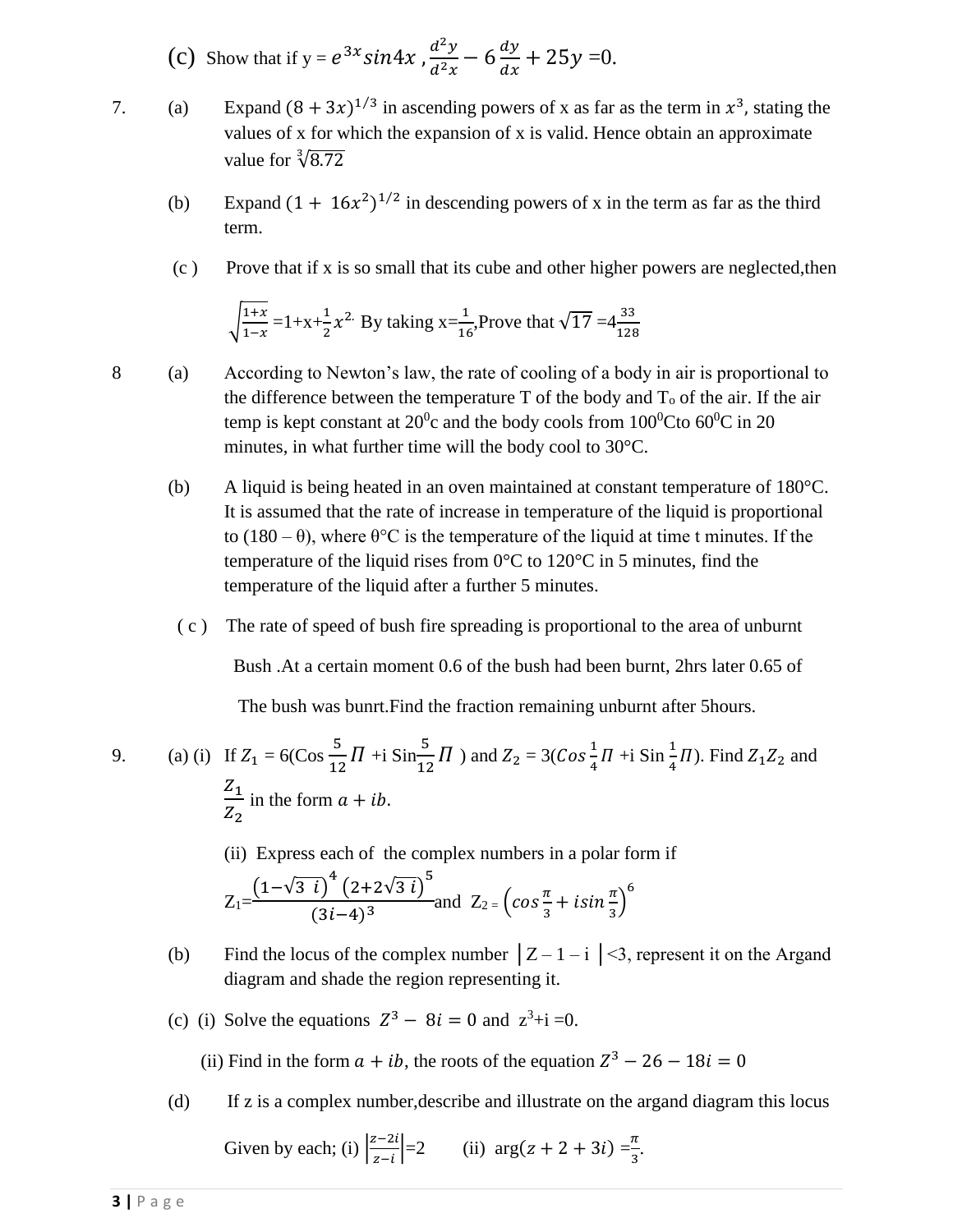(c) Show that if y = $e^{3x}sin4x$ , $\frac{d^2y}{d^2x} - 6\frac{dy}{dx} + 25y$ =0.

7. (a) Expand $(8 + 3x)^{1/3}$ in ascending powers of x as far as the term in $x^3$, stating the values of x for which the expansion of x is valid. Hence obtain an approximate value for $\sqrt[3]{8.72}$

   (b) Expand $(1 + 16x^2)^{1/2}$ in descending powers of x in the term as far as the third term.

   (c) Prove that if x is so small that its cube and other higher powers are neglected,then

   $\sqrt{\frac{1+x}{1-x}}$ =1+x+$\frac{1}{2}x^2$. By taking x=$\frac{1}{16}$,Prove that $\sqrt{17}$ =4$\frac{33}{128}$

8 (a) According to Newton's law, the rate of cooling of a body in air is proportional to the difference between the temperature T of the body and $T_o$ of the air. If the air temp is kept constant at $20^0$c and the body cools from $100^0$Cto $60^0$C in 20 minutes, in what further time will the body cool to 30°C.

   (b) A liquid is being heated in an oven maintained at constant temperature of 180°C. It is assumed that the rate of increase in temperature of the liquid is proportional to (180 – θ), where θ°C is the temperature of the liquid at time t minutes. If the temperature of the liquid rises from 0°C to 120°C in 5 minutes, find the temperature of the liquid after a further 5 minutes.

   (c) The rate of speed of bush fire spreading is proportional to the area of unburnt Bush .At a certain moment 0.6 of the bush had been burnt, 2hrs later 0.65 of The bush was bunrt.Find the fraction remaining unburnt after 5hours.

9. (a) (i) If $Z_1$ = 6(Cos $\frac{5}{12}\Pi$ +i Sin$\frac{5}{12}\Pi$ ) and $Z_2$ = 3($Cos\frac{1}{4}\Pi$ +i Sin $\frac{1}{4}\Pi$). Find $Z_1Z_2$ and $\frac{Z_1}{Z_2}$ in the form $a + ib$.

   (ii) Express each of the complex numbers in a polar form if

   $Z_1 = \frac{(1-\sqrt{3}\ i)^4\ (2+2\sqrt{3}\ i)^5}{(3i-4)^3}$ and $Z_2 = \left(cos\frac{\pi}{3} + isin\frac{\pi}{3}\right)^6$

   (b) Find the locus of the complex number $|Z - 1 - i| < 3$, represent it on the Argand diagram and shade the region representing it.

   (c) (i) Solve the equations $Z^3 - 8i = 0$ and $z^3 + i = 0$.

   (ii) Find in the form $a + ib$, the roots of the equation $Z^3 - 26 - 18i = 0$

   (d) If z is a complex number,describe and illustrate on the argand diagram this locus Given by each; (i) $\left|\frac{z-2i}{z-i}\right|$=2 (ii) arg$(z + 2 + 3i) = \frac{\pi}{3}$.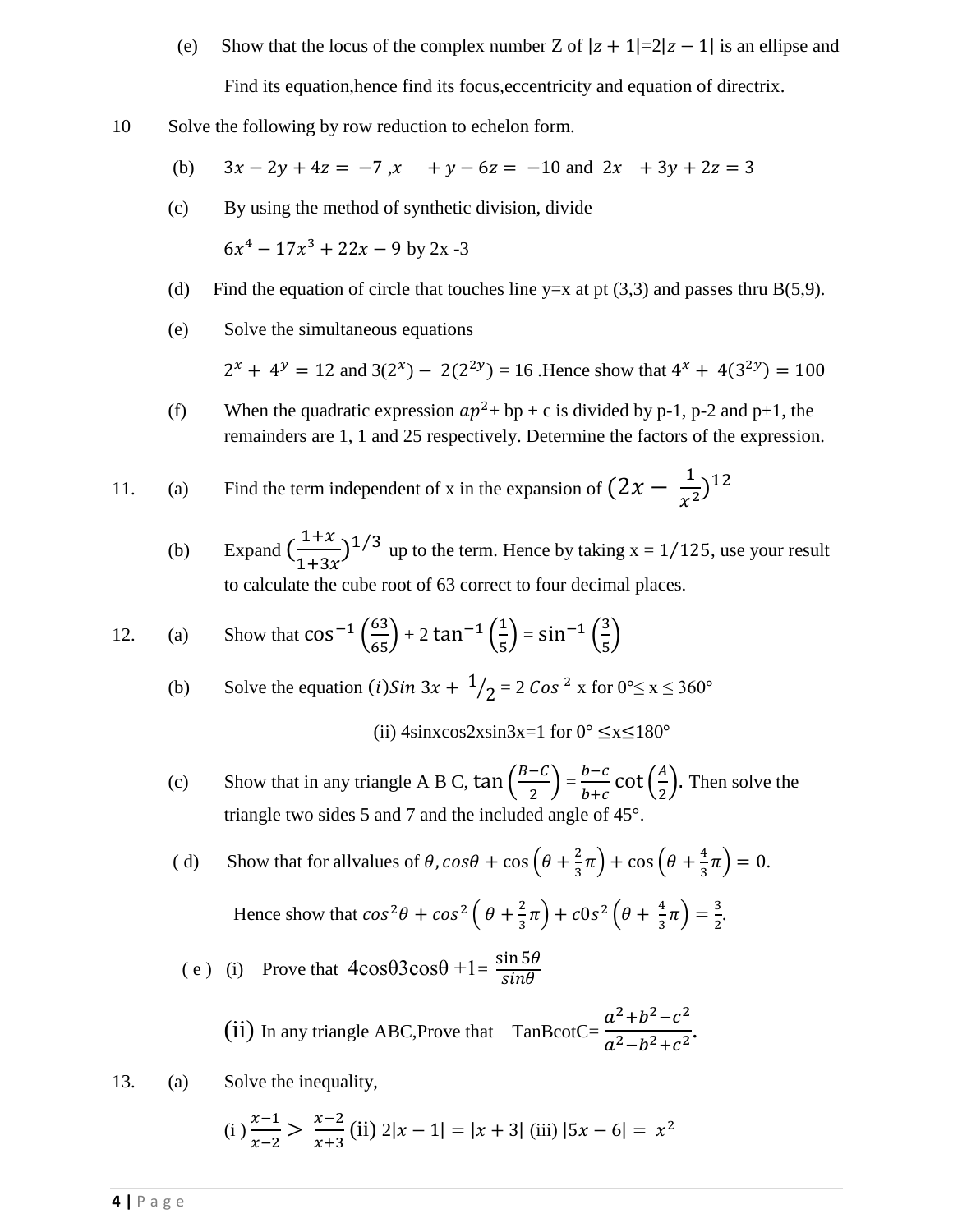(e) Show that the locus of the complex number Z of $|z+1|=2|z-1|$ is an ellipse and Find its equation,hence find its focus,eccentricity and equation of directrix.

10 Solve the following by row reduction to echelon form.

(b) $3x - 2y + 4z = -7$ ,$x \quad + y - 6z = -10$ and $2x \quad + 3y + 2z = 3$

(c) By using the method of synthetic division, divide

$6x^4 - 17x^3 + 22x - 9$ by 2x -3

(d) Find the equation of circle that touches line y=x at pt (3,3) and passes thru B(5,9).

(e) Solve the simultaneous equations

$2^x + 4^y = 12$ and $3(2^x) - 2(2^{2y}) = 16$ .Hence show that $4^x + 4(3^{2y}) = 100$

(f) When the quadratic expression $ap^2$+ bp + c is divided by p-1, p-2 and p+1, the remainders are 1, 1 and 25 respectively. Determine the factors of the expression.

11. (a) Find the term independent of x in the expansion of $(2x - \frac{1}{x^2})^{12}$

(b) Expand $(\frac{1+x}{1+3x})^{1/3}$ up to the term. Hence by taking $x = 1/125$, use your result to calculate the cube root of 63 correct to four decimal places.

12. (a) Show that $\cos^{-1}\left(\frac{63}{65}\right) + 2\tan^{-1}\left(\frac{1}{5}\right) = \sin^{-1}\left(\frac{3}{5}\right)$

(b) Solve the equation (i)$Sin\ 3x + {}^{1}/_{2} = 2\ Cos^{\ 2}$ x for $0° \leq x \leq 360°$

(ii) 4sinxcos2xsin3x=1 for $0° \leq x \leq 180°$

(c) Show that in any triangle A B C, $\tan\left(\frac{B-C}{2}\right) = \frac{b-c}{b+c}\cot\left(\frac{A}{2}\right)$. Then solve the triangle two sides 5 and 7 and the included angle of 45°.

( d) Show that for allvalues of $\theta$, $cos\theta + \cos\left(\theta + \frac{2}{3}\pi\right) + \cos\left(\theta + \frac{4}{3}\pi\right) = 0.$

Hence show that $cos^2\theta + cos^2\left(\theta + \frac{2}{3}\pi\right) + c0s^2\left(\theta + \frac{4}{3}\pi\right) = \frac{3}{2}.$

( e ) (i) Prove that $4\cos\theta 3\cos\theta + 1 = \frac{\sin 5\theta}{sin\theta}$

(ii) In any triangle ABC,Prove that TanBcotC= $\frac{a^2+b^2-c^2}{a^2-b^2+c^2}$.

13. (a) Solve the inequality,

(i ) $\frac{x-1}{x-2} > \frac{x-2}{x+3}$ (ii) $2|x-1| = |x+3|$ (iii) $|5x-6| = x^2$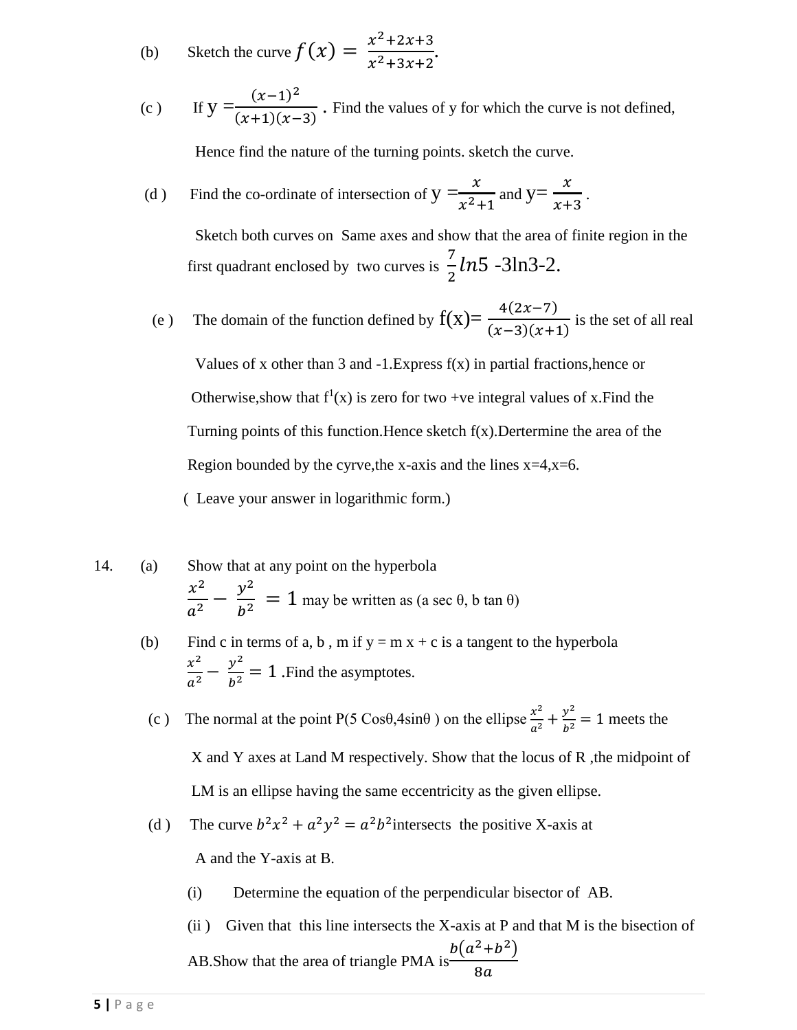(b) Sketch the curve $f(x) = \frac{x^2+2x+3}{x^2+3x+2}$.

(c ) If $y = \frac{(x-1)^2}{(x+1)(x-3)}$ . Find the values of y for which the curve is not defined,

Hence find the nature of the turning points. sketch the curve.

(d ) Find the co-ordinate of intersection of $y = \frac{x}{x^2+1}$ and $y = \frac{x}{x+3}$ .

Sketch both curves on Same axes and show that the area of finite region in the first quadrant enclosed by two curves is $\frac{7}{2}ln5$ -3ln3-2.

(e ) The domain of the function defined by $f(x) = \frac{4(2x-7)}{(x-3)(x+1)}$ is the set of all real Values of x other than 3 and -1.Express f(x) in partial fractions,hence or Otherwise,show that $f^1(x)$ is zero for two +ve integral values of x.Find the Turning points of this function.Hence sketch f(x).Dertermine the area of the Region bounded by the cyrve,the x-axis and the lines x=4,x=6.

( Leave your answer in logarithmic form.)

14. (a) Show that at any point on the hyperbola

$\frac{x^2}{a^2} - \frac{y^2}{b^2} = 1$ may be written as (a sec θ, b tan θ)

(b) Find c in terms of a, b , m if y = m x + c is a tangent to the hyperbola

$\frac{x^2}{a^2} - \frac{y^2}{b^2} = 1$ .Find the asymptotes.

(c ) The normal at the point P(5 Cosθ,4sinθ ) on the ellipse $\frac{x^2}{a^2} + \frac{y^2}{b^2} = 1$ meets the X and Y axes at Land M respectively. Show that the locus of R ,the midpoint of LM is an ellipse having the same eccentricity as the given ellipse.

(d ) The curve $b^2x^2 + a^2y^2 = a^2b^2$intersects the positive X-axis at A and the Y-axis at B.

(i) Determine the equation of the perpendicular bisector of AB.

(ii ) Given that this line intersects the X-axis at P and that M is the bisection of AB.Show that the area of triangle PMA is$\frac{b(a^2+b^2)}{8a}$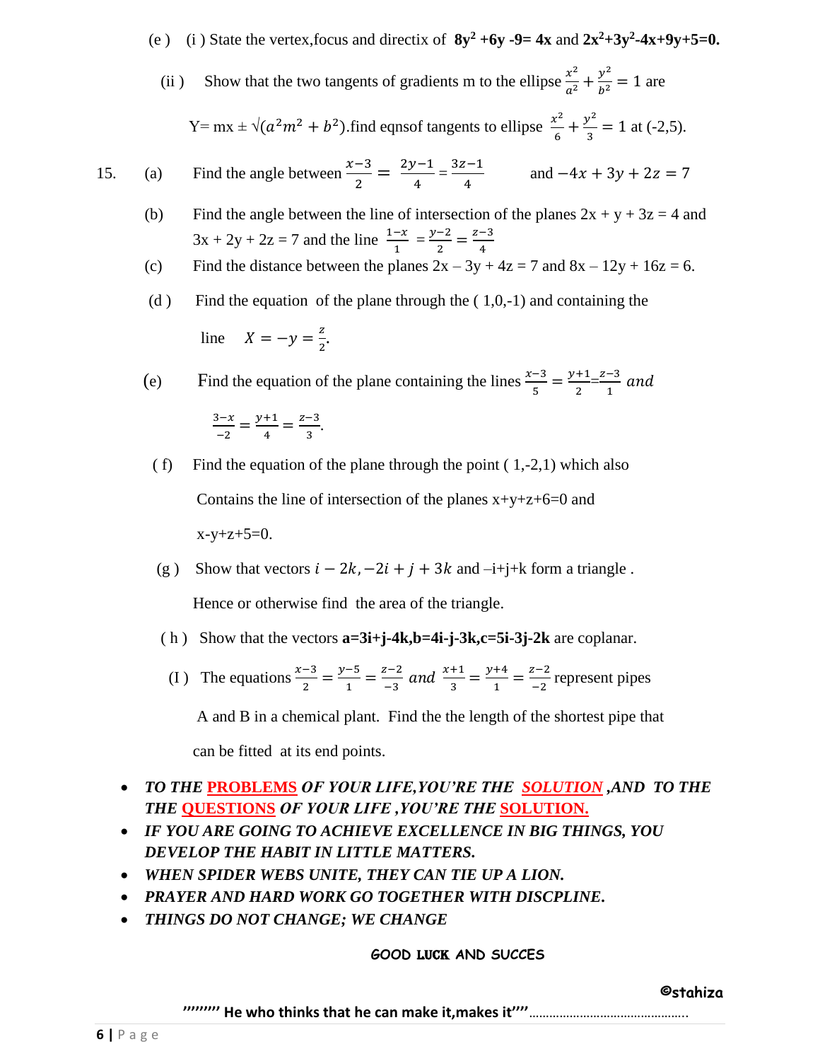(e ) (i ) State the vertex,focus and directix of **$8y^2 + 6y - 9 = 4x$** and **$2x^2+3y^2-4x+9y+5=0$.**

(ii ) Show that the two tangents of gradients m to the ellipse $\frac{x^2}{a^2} + \frac{y^2}{b^2} = 1$ are

Y= mx ± $\sqrt{(a^2m^2 + b^2)}$.find eqnsof tangents to ellipse $\frac{x^2}{6} + \frac{y^2}{3} = 1$ at (-2,5).

15. (a) Find the angle between $\frac{x-3}{2} = \frac{2y-1}{4} = \frac{3z-1}{4}$ and $-4x + 3y + 2z = 7$

(b) Find the angle between the line of intersection of the planes 2x + y + 3z = 4 and 3x + 2y + 2z = 7 and the line $\frac{1-x}{1} = \frac{y-2}{2} = \frac{z-3}{4}$

(c) Find the distance between the planes 2x – 3y + 4z = 7 and 8x – 12y + 16z = 6.

(d ) Find the equation of the plane through the ( 1,0,-1) and containing the

line $X = -y = \frac{z}{2}$.

(e) Find the equation of the plane containing the lines $\frac{x-3}{5} = \frac{y+1}{2} = \frac{z-3}{1}$ *and*

$\frac{3-x}{-2} = \frac{y+1}{4} = \frac{z-3}{3}$.

( f) Find the equation of the plane through the point ( 1,-2,1) which also

Contains the line of intersection of the planes x+y+z+6=0 and

x-y+z+5=0.

(g ) Show that vectors $i - 2k, -2i + j + 3k$ and –i+j+k form a triangle .

Hence or otherwise find the area of the triangle.

( h ) Show that the vectors **a=3i+j-4k,b=4i-j-3k,c=5i-3j-2k** are coplanar.

(I ) The equations $\frac{x-3}{2} = \frac{y-5}{1} = \frac{z-2}{-3}$ *and* $\frac{x+1}{3} = \frac{y+4}{1} = \frac{z-2}{-2}$ represent pipes

A and B in a chemical plant. Find the the length of the shortest pipe that

can be fitted at its end points.

- ***TO THE PROBLEMS OF YOUR LIFE,YOU'RE THE SOLUTION ,AND TO THE THE QUESTIONS OF YOUR LIFE ,YOU'RE THE SOLUTION.***
- ***IF YOU ARE GOING TO ACHIEVE EXCELLENCE IN BIG THINGS, YOU DEVELOP THE HABIT IN LITTLE MATTERS.***
- ***WHEN SPIDER WEBS UNITE, THEY CAN TIE UP A LION.***
- ***PRAYER AND HARD WORK GO TOGETHER WITH DISCPLINE.***
- ***THINGS DO NOT CHANGE; WE CHANGE***

**GOOD LUCK AND SUCCES**

**©stahiza**

**''''''''' He who thinks that he can make it,makes it''''**……………………………………….